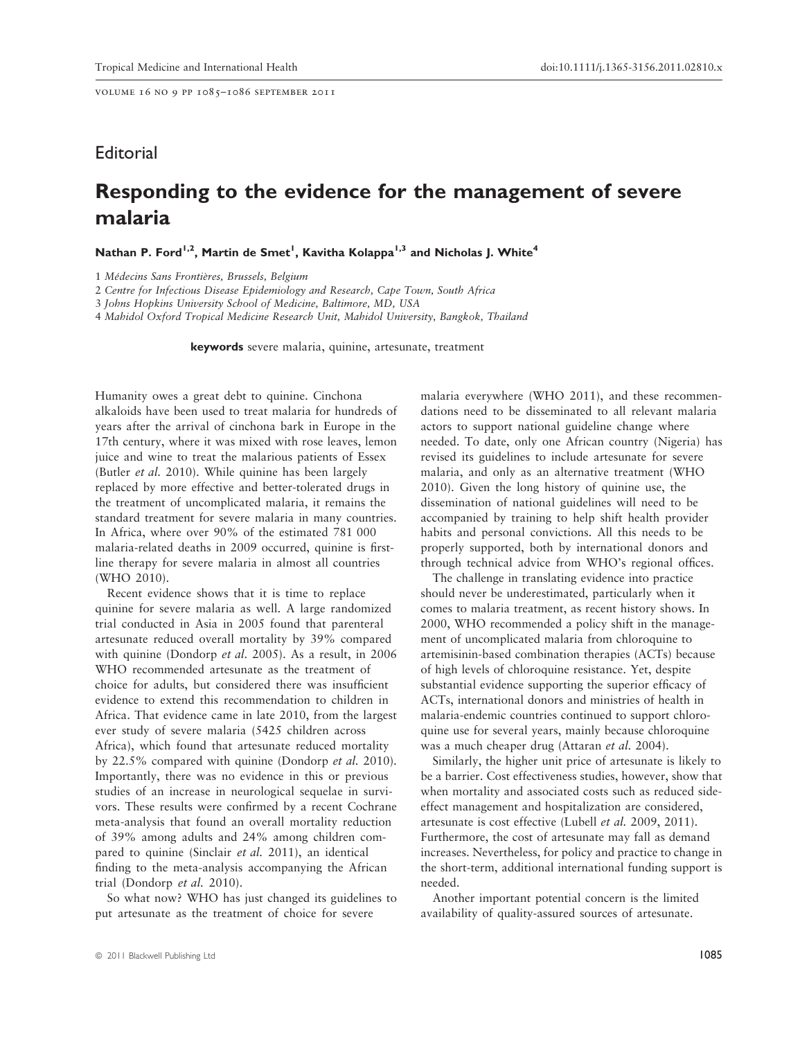Editorial

# Responding to the evidence for the management of severe malaria

**Nathan P. Ford[1,2], Martin de Smet[1], Kavitha Kolappa[1,3] and Nicholas J. White[4]**

1 Médecins Sans Frontières, Brussels, Belgium
2 Centre for Infectious Disease Epidemiology and Research, Cape Town, South Africa
3 Johns Hopkins University School of Medicine, Baltimore, MD, USA
4 Mahidol Oxford Tropical Medicine Research Unit, Mahidol University, Bangkok, Thailand

**keywords** severe malaria, quinine, artesunate, treatment

Humanity owes a great debt to quinine. Cinchona alkaloids have been used to treat malaria for hundreds of years after the arrival of cinchona bark in Europe in the 17th century, where it was mixed with rose leaves, lemon juice and wine to treat the malarious patients of Essex (Butler *et al.* 2010). While quinine has been largely replaced by more effective and better-tolerated drugs in the treatment of uncomplicated malaria, it remains the standard treatment for severe malaria in many countries. In Africa, where over 90% of the estimated 781 000 malaria-related deaths in 2009 occurred, quinine is first-line therapy for severe malaria in almost all countries (WHO 2010).

Recent evidence shows that it is time to replace quinine for severe malaria as well. A large randomized trial conducted in Asia in 2005 found that parenteral artesunate reduced overall mortality by 39% compared with quinine (Dondorp *et al.* 2005). As a result, in 2006 WHO recommended artesunate as the treatment of choice for adults, but considered there was insufficient evidence to extend this recommendation to children in Africa. That evidence came in late 2010, from the largest ever study of severe malaria (5425 children across Africa), which found that artesunate reduced mortality by 22.5% compared with quinine (Dondorp *et al.* 2010). Importantly, there was no evidence in this or previous studies of an increase in neurological sequelae in survivors. These results were confirmed by a recent Cochrane meta-analysis that found an overall mortality reduction of 39% among adults and 24% among children compared to quinine (Sinclair *et al.* 2011), an identical finding to the meta-analysis accompanying the African trial (Dondorp *et al.* 2010).

So what now? WHO has just changed its guidelines to put artesunate as the treatment of choice for severe malaria everywhere (WHO 2011), and these recommendations need to be disseminated to all relevant malaria actors to support national guideline change where needed. To date, only one African country (Nigeria) has revised its guidelines to include artesunate for severe malaria, and only as an alternative treatment (WHO 2010). Given the long history of quinine use, the dissemination of national guidelines will need to be accompanied by training to help shift health provider habits and personal convictions. All this needs to be properly supported, both by international donors and through technical advice from WHO's regional offices.

The challenge in translating evidence into practice should never be underestimated, particularly when it comes to malaria treatment, as recent history shows. In 2000, WHO recommended a policy shift in the management of uncomplicated malaria from chloroquine to artemisinin-based combination therapies (ACTs) because of high levels of chloroquine resistance. Yet, despite substantial evidence supporting the superior efficacy of ACTs, international donors and ministries of health in malaria-endemic countries continued to support chloroquine use for several years, mainly because chloroquine was a much cheaper drug (Attaran *et al.* 2004).

Similarly, the higher unit price of artesunate is likely to be a barrier. Cost effectiveness studies, however, show that when mortality and associated costs such as reduced side-effect management and hospitalization are considered, artesunate is cost effective (Lubell *et al.* 2009, 2011). Furthermore, the cost of artesunate may fall as demand increases. Nevertheless, for policy and practice to change in the short-term, additional international funding support is needed.

Another important potential concern is the limited availability of quality-assured sources of artesunate.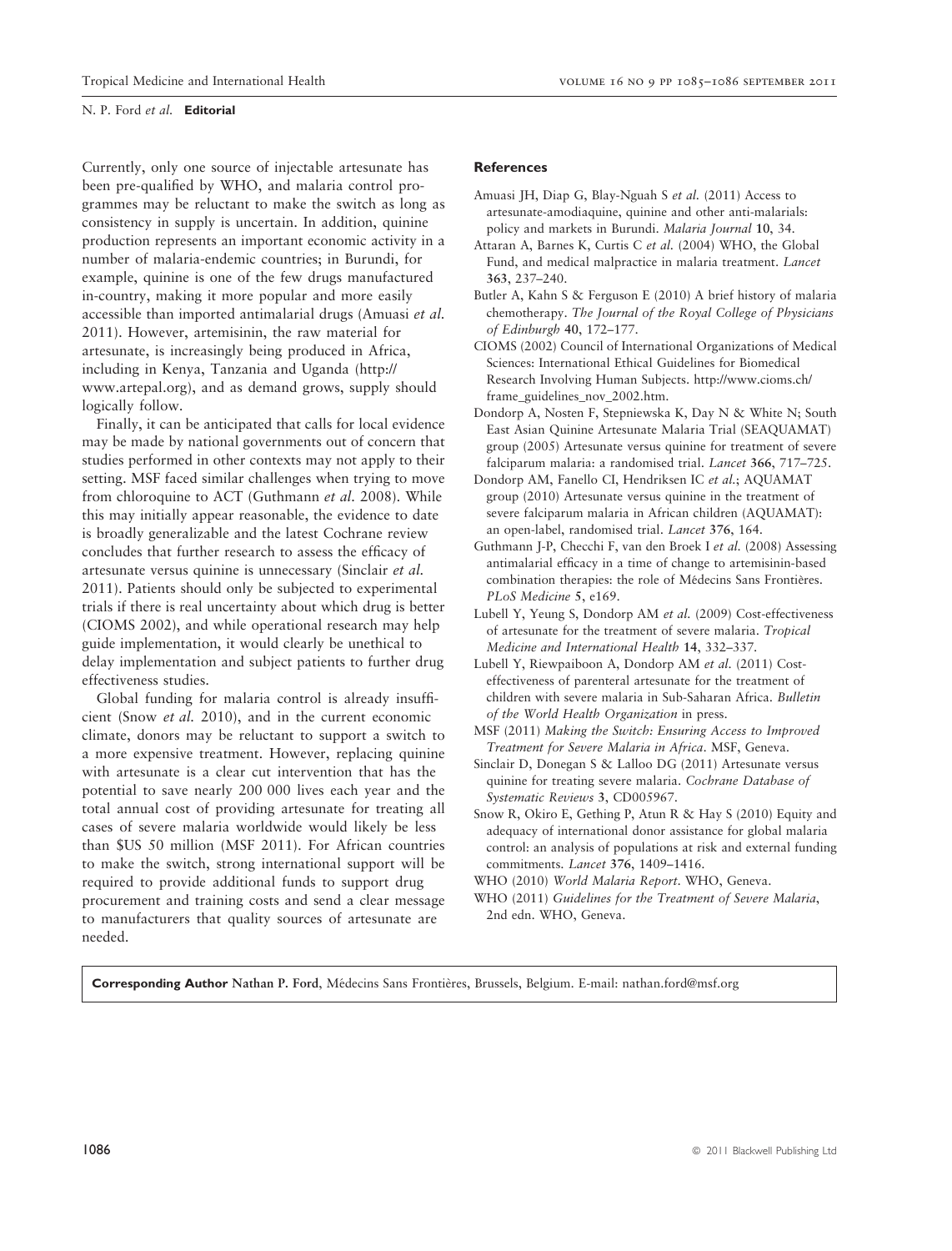Currently, only one source of injectable artesunate has been pre-qualified by WHO, and malaria control programmes may be reluctant to make the switch as long as consistency in supply is uncertain. In addition, quinine production represents an important economic activity in a number of malaria-endemic countries; in Burundi, for example, quinine is one of the few drugs manufactured in-country, making it more popular and more easily accessible than imported antimalarial drugs (Amuasi *et al.* 2011). However, artemisinin, the raw material for artesunate, is increasingly being produced in Africa, including in Kenya, Tanzania and Uganda (http://www.artepal.org), and as demand grows, supply should logically follow.

Finally, it can be anticipated that calls for local evidence may be made by national governments out of concern that studies performed in other contexts may not apply to their setting. MSF faced similar challenges when trying to move from chloroquine to ACT (Guthmann *et al.* 2008). While this may initially appear reasonable, the evidence to date is broadly generalizable and the latest Cochrane review concludes that further research to assess the efficacy of artesunate versus quinine is unnecessary (Sinclair *et al.* 2011). Patients should only be subjected to experimental trials if there is real uncertainty about which drug is better (CIOMS 2002), and while operational research may help guide implementation, it would clearly be unethical to delay implementation and subject patients to further drug effectiveness studies.

Global funding for malaria control is already insufficient (Snow *et al.* 2010), and in the current economic climate, donors may be reluctant to support a switch to a more expensive treatment. However, replacing quinine with artesunate is a clear cut intervention that has the potential to save nearly 200 000 lives each year and the total annual cost of providing artesunate for treating all cases of severe malaria worldwide would likely be less than $US 50 million (MSF 2011). For African countries to make the switch, strong international support will be required to provide additional funds to support drug procurement and training costs and send a clear message to manufacturers that quality sources of artesunate are needed.

## References

Amuasi JH, Diap G, Blay-Nguah S *et al.* (2011) Access to artesunate-amodiaquine, quinine and other anti-malarials: policy and markets in Burundi. *Malaria Journal* **10**, 34.

Attaran A, Barnes K, Curtis C *et al.* (2004) WHO, the Global Fund, and medical malpractice in malaria treatment. *Lancet* **363**, 237–240.

Butler A, Kahn S & Ferguson E (2010) A brief history of malaria chemotherapy. *The Journal of the Royal College of Physicians of Edinburgh* **40**, 172–177.

CIOMS (2002) Council of International Organizations of Medical Sciences: International Ethical Guidelines for Biomedical Research Involving Human Subjects. http://www.cioms.ch/frame_guidelines_nov_2002.htm.

Dondorp A, Nosten F, Stepniewska K, Day N & White N; South East Asian Quinine Artesunate Malaria Trial (SEAQUAMAT) group (2005) Artesunate versus quinine for treatment of severe falciparum malaria: a randomised trial. *Lancet* **366**, 717–725.

Dondorp AM, Fanello CI, Hendriksen IC *et al.*; AQUAMAT group (2010) Artesunate versus quinine in the treatment of severe falciparum malaria in African children (AQUAMAT): an open-label, randomised trial. *Lancet* **376**, 164.

Guthmann J-P, Checchi F, van den Broek I *et al.* (2008) Assessing antimalarial efficacy in a time of change to artemisinin-based combination therapies: the role of Médecins Sans Frontières. *PLoS Medicine* **5**, e169.

Lubell Y, Yeung S, Dondorp AM *et al.* (2009) Cost-effectiveness of artesunate for the treatment of severe malaria. *Tropical Medicine and International Health* **14**, 332–337.

Lubell Y, Riewpaiboon A, Dondorp AM *et al.* (2011) Cost-effectiveness of parenteral artesunate for the treatment of children with severe malaria in Sub-Saharan Africa. *Bulletin of the World Health Organization* in press.

MSF (2011) *Making the Switch: Ensuring Access to Improved Treatment for Severe Malaria in Africa*. MSF, Geneva.

Sinclair D, Donegan S & Lalloo DG (2011) Artesunate versus quinine for treating severe malaria. *Cochrane Database of Systematic Reviews* **3**, CD005967.

Snow R, Okiro E, Gething P, Atun R & Hay S (2010) Equity and adequacy of international donor assistance for global malaria control: an analysis of populations at risk and external funding commitments. *Lancet* **376**, 1409–1416.

WHO (2010) *World Malaria Report*. WHO, Geneva.

WHO (2011) *Guidelines for the Treatment of Severe Malaria*, 2nd edn. WHO, Geneva.

**Corresponding Author** Nathan P. Ford, Médecins Sans Frontières, Brussels, Belgium. E-mail: nathan.ford@msf.org